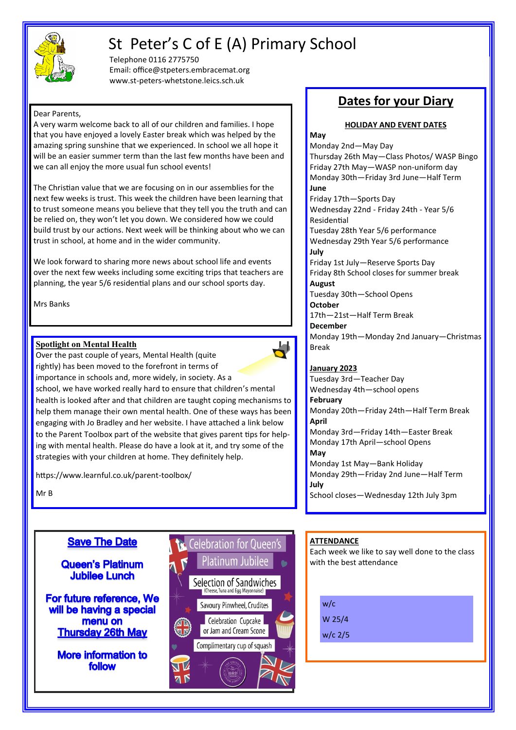# St Peter's C of E (A) Primary School

Telephone 0116 2775750
Email: office@stpeters.embracemat.org
www.st-peters-whetstone.leics.sch.uk

Dear Parents,

A very warm welcome back to all of our children and families. I hope that you have enjoyed a lovely Easter break which was helped by the amazing spring sunshine that we experienced. In school we all hope it will be an easier summer term than the last few months have been and we can all enjoy the more usual fun school events!

The Christian value that we are focusing on in our assemblies for the next few weeks is trust. This week the children have been learning that to trust someone means you believe that they tell you the truth and can be relied on, they won't let you down. We considered how we could build trust by our actions. Next week will be thinking about who we can trust in school, at home and in the wider community.

We look forward to sharing more news about school life and events over the next few weeks including some exciting trips that teachers are planning, the year 5/6 residential plans and our school sports day.

Mrs Banks

## Spotlight on Mental Health

Over the past couple of years, Mental Health (quite rightly) has been moved to the forefront in terms of importance in schools and, more widely, in society. As a school, we have worked really hard to ensure that children's mental health is looked after and that children are taught coping mechanisms to help them manage their own mental health. One of these ways has been engaging with Jo Bradley and her website. I have attached a link below to the Parent Toolbox part of the website that gives parent tips for helping with mental health. Please do have a look at it, and try some of the strategies with your children at home. They definitely help.

https://www.learnful.co.uk/parent-toolbox/

Mr B

## Dates for your Diary

**HOLIDAY AND EVENT DATES**

**May**
Monday 2nd—May Day
Thursday 26th May—Class Photos/ WASP Bingo
Friday 27th May—WASP non-uniform day
Monday 30th—Friday 3rd June—Half Term

**June**
Friday 17th—Sports Day
Wednesday 22nd - Friday 24th - Year 5/6 Residential
Tuesday 28th Year 5/6 performance
Wednesday 29th Year 5/6 performance

**July**
Friday 1st July—Reserve Sports Day
Friday 8th School closes for summer break

**August**
Tuesday 30th—School Opens

**October**
17th—21st—Half Term Break

**December**
Monday 19th—Monday 2nd January—Christmas Break

**January 2023**
Tuesday 3rd—Teacher Day
Wednesday 4th—school opens

**February**
Monday 20th—Friday 24th—Half Term Break

**April**
Monday 3rd—Friday 14th—Easter Break
Monday 17th April—school Opens

**May**
Monday 1st May—Bank Holiday
Monday 29th—Friday 2nd June—Half Term

**July**
School closes—Wednesday 12th July 3pm

## Save The Date

**Queen's Platinum Jubilee Lunch**

**For future reference, We will be having a special menu on Thursday 26th May**

**More information to follow**

Celebration for Queen's Platinum Jubilee

Selection of Sandwiches
(Cheese, Tuna and Egg Mayonnaise)

Savoury Pinwheel, Crudites

Celebration Cupcake or Jam and Cream Scone

Complimentary cup of squash

## ATTENDANCE

Each week we like to say well done to the class with the best attendance

w/c
W 25/4
w/c 2/5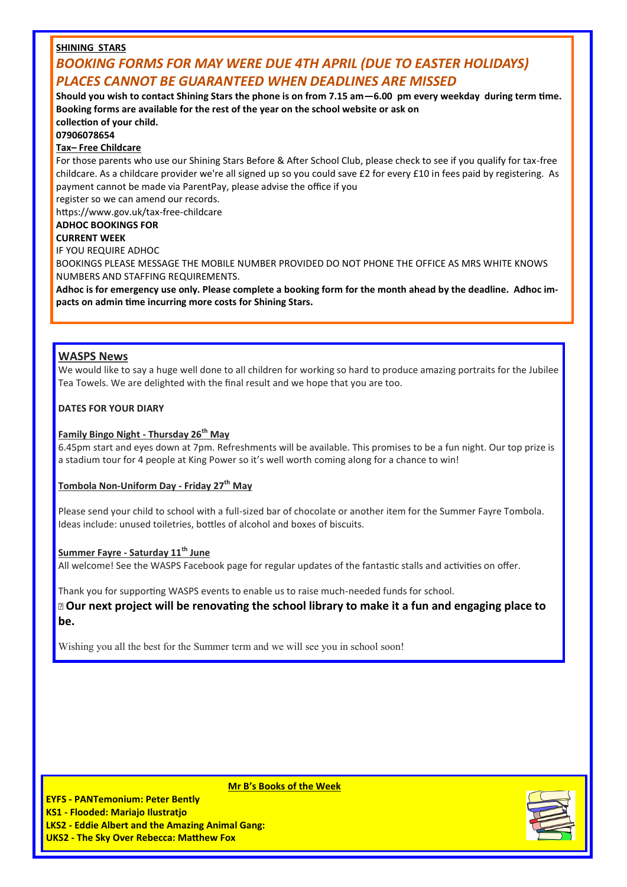**SHINING STARS**

## *BOOKING FORMS FOR MAY WERE DUE 4TH APRIL (DUE TO EASTER HOLIDAYS) PLACES CANNOT BE GUARANTEED WHEN DEADLINES ARE MISSED*

**Should you wish to contact Shining Stars the phone is on from 7.15 am—6.00 pm every weekday during term time. Booking forms are available for the rest of the year on the school website or ask on collection of your child.**

**07906078654**

**Tax– Free Childcare**

For those parents who use our Shining Stars Before & After School Club, please check to see if you qualify for tax-free childcare. As a childcare provider we're all signed up so you could save £2 for every £10 in fees paid by registering. As payment cannot be made via ParentPay, please advise the office if you register so we can amend our records.

https://www.gov.uk/tax-free-childcare

**ADHOC BOOKINGS FOR CURRENT WEEK**

IF YOU REQUIRE ADHOC BOOKINGS PLEASE MESSAGE THE MOBILE NUMBER PROVIDED DO NOT PHONE THE OFFICE AS MRS WHITE KNOWS NUMBERS AND STAFFING REQUIREMENTS.

**Adhoc is for emergency use only. Please complete a booking form for the month ahead by the deadline. Adhoc impacts on admin time incurring more costs for Shining Stars.**

## WASPS News

We would like to say a huge well done to all children for working so hard to produce amazing portraits for the Jubilee Tea Towels. We are delighted with the final result and we hope that you are too.

**DATES FOR YOUR DIARY**

**Family Bingo Night - Thursday 26th May**

6.45pm start and eyes down at 7pm. Refreshments will be available. This promises to be a fun night. Our top prize is a stadium tour for 4 people at King Power so it's well worth coming along for a chance to win!

**Tombola Non-Uniform Day - Friday 27th May**

Please send your child to school with a full-sized bar of chocolate or another item for the Summer Fayre Tombola. Ideas include: unused toiletries, bottles of alcohol and boxes of biscuits.

**Summer Fayre - Saturday 11th June**

All welcome! See the WASPS Facebook page for regular updates of the fantastic stalls and activities on offer.

Thank you for supporting WASPS events to enable us to raise much-needed funds for school.

**Our next project will be renovating the school library to make it a fun and engaging place to be.**

Wishing you all the best for the Summer term and we will see you in school soon!

**Mr B's Books of the Week**

**EYFS - PANTemonium: Peter Bently**
**KS1 - Flooded: Mariajo Ilustratjo**
**LKS2 - Eddie Albert and the Amazing Animal Gang:**
**UKS2 - The Sky Over Rebecca: Matthew Fox**